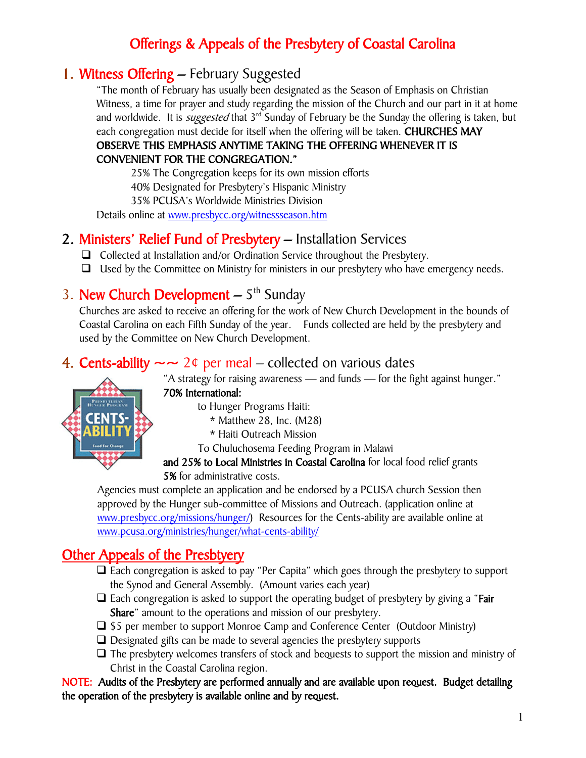# Offerings & Appeals of the Presbytery of Coastal Carolina

## 1. Witness Offering – February Suggested

"The month of February has usually been designated as the Season of Emphasis on Christian Witness, a time for prayer and study regarding the mission of the Church and our part in it at home and worldwide. It is *suggested* that 3rd Sunday of February be the Sunday the offering is taken, but each congregation must decide for itself when the offering will be taken. **CHURCHES MAY OBSERVE THIS EMPHASIS ANYTIME TAKING THE OFFERING WHENEVER IT IS CONVENIENT FOR THE CONGREGATION."**

25% The Congregation keeps for its own mission efforts
40% Designated for Presbytery's Hispanic Ministry
35% PCUSA's Worldwide Ministries Division

Details online at www.presbycc.org/witnessseason.htm

## 2. Ministers' Relief Fund of Presbytery – Installation Services

- Collected at Installation and/or Ordination Service throughout the Presbytery.
- Used by the Committee on Ministry for ministers in our presbytery who have emergency needs.

## 3. New Church Development – 5th Sunday

Churches are asked to receive an offering for the work of New Church Development in the bounds of Coastal Carolina on each Fifth Sunday of the year. Funds collected are held by the presbytery and used by the Committee on New Church Development.

## 4. Cents-ability ~~ 2¢ per meal – collected on various dates

"A strategy for raising awareness — and funds — for the fight against hunger."

**70% International:**

to Hunger Programs Haiti:
- Matthew 28, Inc. (M28)
- Haiti Outreach Mission

To Chuluchosema Feeding Program in Malawi

**and 25% to Local Ministries in Coastal Carolina** for local food relief grants

**5%** for administrative costs.

Agencies must complete an application and be endorsed by a PCUSA church Session then approved by the Hunger sub-committee of Missions and Outreach. (application online at www.presbycc.org/missions/hunger/) Resources for the Cents-ability are available online at www.pcusa.org/ministries/hunger/what-cents-ability/

## Other Appeals of the Presbtyery

- Each congregation is asked to pay "Per Capita" which goes through the presbytery to support the Synod and General Assembly. (Amount varies each year)
- Each congregation is asked to support the operating budget of presbytery by giving a "**Fair Share**" amount to the operations and mission of our presbytery.
- $5 per member to support Monroe Camp and Conference Center (Outdoor Ministry)
- Designated gifts can be made to several agencies the presbytery supports
- The presbytery welcomes transfers of stock and bequests to support the mission and ministry of Christ in the Coastal Carolina region.

**NOTE: Audits of the Presbytery are performed annually and are available upon request. Budget detailing the operation of the presbytery is available online and by request.**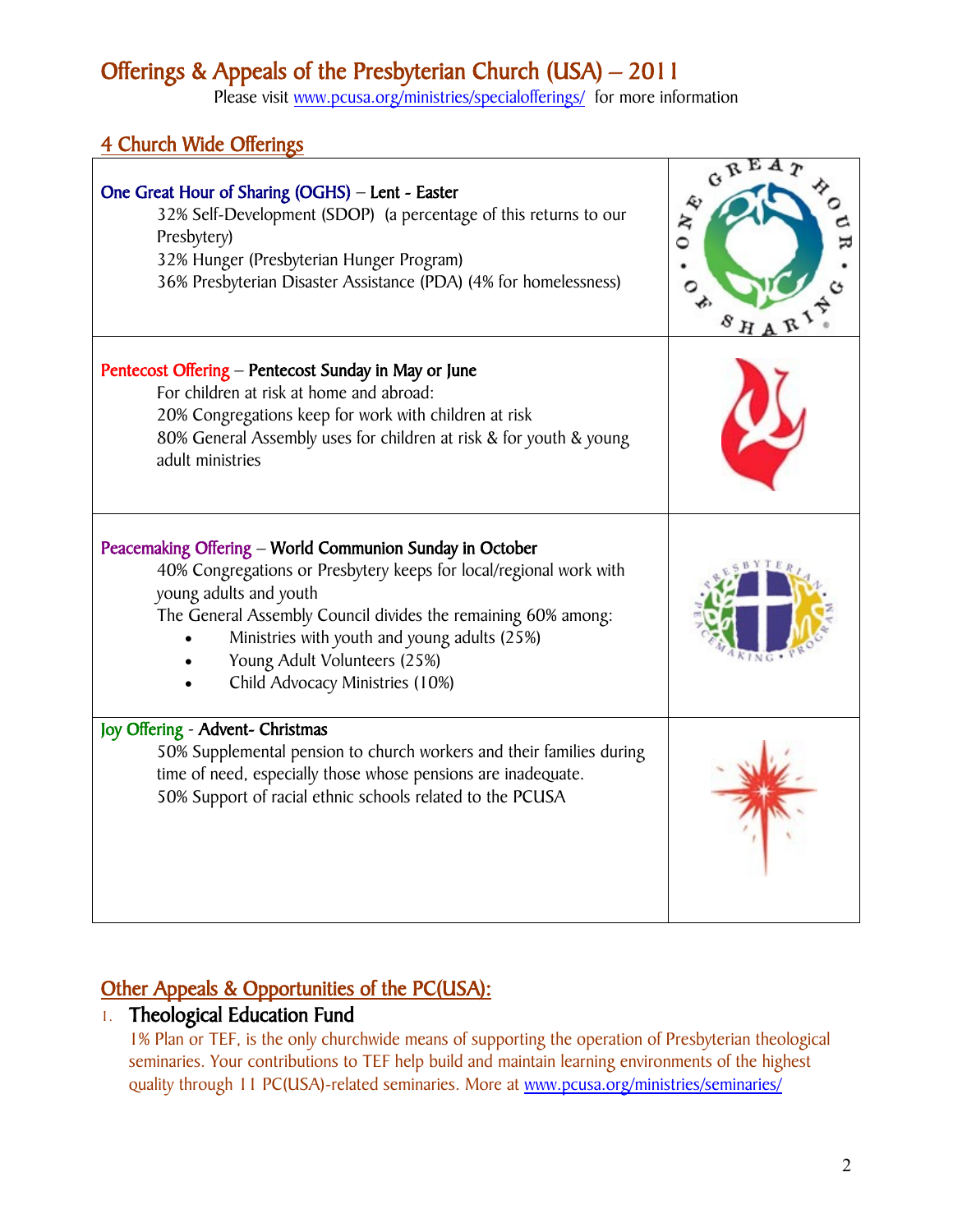# Offerings & Appeals of the Presbyterian Church (USA) – 2011

Please visit www.pcusa.org/ministries/specialofferings/ for more information

## 4 Church Wide Offerings

**One Great Hour of Sharing (OGHS) – Lent - Easter**

32% Self-Development (SDOP) (a percentage of this returns to our Presbytery)
32% Hunger (Presbyterian Hunger Program)
36% Presbyterian Disaster Assistance (PDA) (4% for homelessness)

**Pentecost Offering – Pentecost Sunday in May or June**

For children at risk at home and abroad:
20% Congregations keep for work with children at risk
80% General Assembly uses for children at risk & for youth & young adult ministries

**Peacemaking Offering – World Communion Sunday in October**

40% Congregations or Presbytery keeps for local/regional work with young adults and youth
The General Assembly Council divides the remaining 60% among:

- Ministries with youth and young adults (25%)
- Young Adult Volunteers (25%)
- Child Advocacy Ministries (10%)

**Joy Offering - Advent- Christmas**

50% Supplemental pension to church workers and their families during time of need, especially those whose pensions are inadequate.
50% Support of racial ethnic schools related to the PCUSA

## Other Appeals & Opportunities of the PC(USA):

1. **Theological Education Fund**

   1% Plan or TEF, is the only churchwide means of supporting the operation of Presbyterian theological seminaries. Your contributions to TEF help build and maintain learning environments of the highest quality through 11 PC(USA)-related seminaries. More at www.pcusa.org/ministries/seminaries/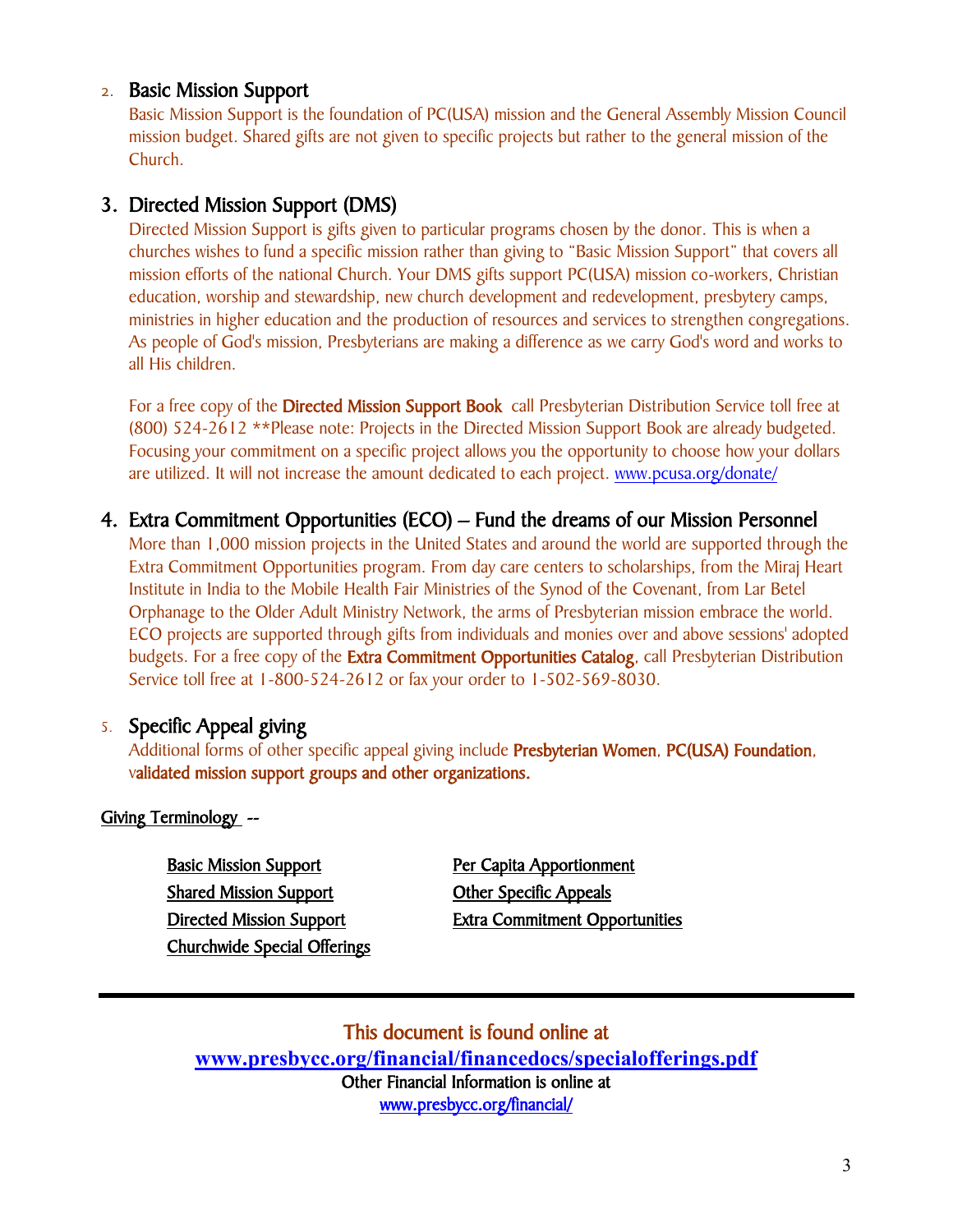2. **Basic Mission Support**

   Basic Mission Support is the foundation of PC(USA) mission and the General Assembly Mission Council mission budget. Shared gifts are not given to specific projects but rather to the general mission of the Church.

3. **Directed Mission Support (DMS)**

   Directed Mission Support is gifts given to particular programs chosen by the donor. This is when a churches wishes to fund a specific mission rather than giving to "Basic Mission Support" that covers all mission efforts of the national Church. Your DMS gifts support PC(USA) mission co-workers, Christian education, worship and stewardship, new church development and redevelopment, presbytery camps, ministries in higher education and the production of resources and services to strengthen congregations. As people of God's mission, Presbyterians are making a difference as we carry God's word and works to all His children.

   For a free copy of the **Directed Mission Support Book** call Presbyterian Distribution Service toll free at (800) 524-2612 **Please note: Projects in the Directed Mission Support Book are already budgeted. Focusing your commitment on a specific project allows you the opportunity to choose how your dollars are utilized. It will not increase the amount dedicated to each project. www.pcusa.org/donate/

4. **Extra Commitment Opportunities (ECO) – Fund the dreams of our Mission Personnel**

   More than 1,000 mission projects in the United States and around the world are supported through the Extra Commitment Opportunities program. From day care centers to scholarships, from the Miraj Heart Institute in India to the Mobile Health Fair Ministries of the Synod of the Covenant, from Lar Betel Orphanage to the Older Adult Ministry Network, the arms of Presbyterian mission embrace the world. ECO projects are supported through gifts from individuals and monies over and above sessions' adopted budgets. For a free copy of the **Extra Commitment Opportunities Catalog**, call Presbyterian Distribution Service toll free at 1-800-524-2612 or fax your order to 1-502-569-8030.

5. **Specific Appeal giving**

   Additional forms of other specific appeal giving include **Presbyterian Women**, **PC(USA) Foundation**, v**alidated mission support groups and other organizations.**

Giving Terminology --

- Basic Mission Support
- Shared Mission Support
- Directed Mission Support
- Churchwide Special Offerings
- Per Capita Apportionment
- Other Specific Appeals
- Extra Commitment Opportunities

---

This document is found online at
**www.presbycc.org/financial/financedocs/specialofferings.pdf**
Other Financial Information is online at
www.presbycc.org/financial/